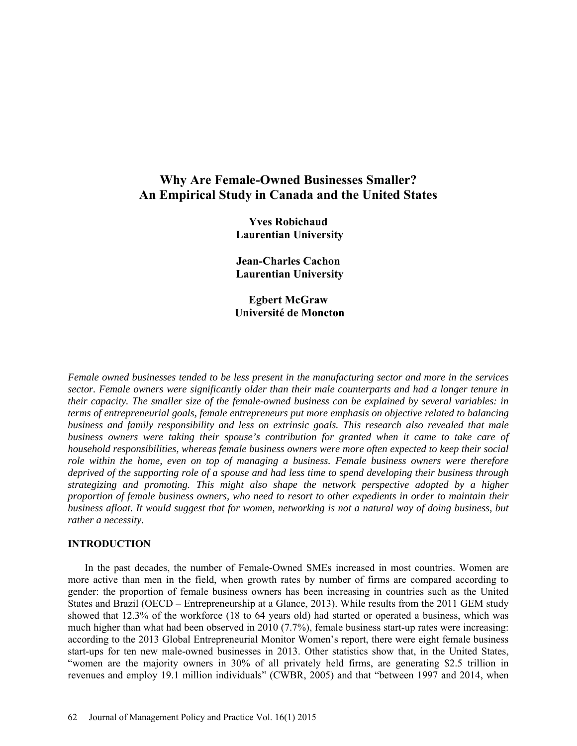# Why Are Female-Owned Businesses Smaller? An Empirical Study in Canada and the United States

**Yves Robichaud**
**Laurentian University**

**Jean-Charles Cachon**
**Laurentian University**

**Egbert McGraw**
**Université de Moncton**

*Female owned businesses tended to be less present in the manufacturing sector and more in the services sector. Female owners were significantly older than their male counterparts and had a longer tenure in their capacity. The smaller size of the female-owned business can be explained by several variables: in terms of entrepreneurial goals, female entrepreneurs put more emphasis on objective related to balancing business and family responsibility and less on extrinsic goals. This research also revealed that male business owners were taking their spouse's contribution for granted when it came to take care of household responsibilities, whereas female business owners were more often expected to keep their social role within the home, even on top of managing a business. Female business owners were therefore deprived of the supporting role of a spouse and had less time to spend developing their business through strategizing and promoting. This might also shape the network perspective adopted by a higher proportion of female business owners, who need to resort to other expedients in order to maintain their business afloat. It would suggest that for women, networking is not a natural way of doing business, but rather a necessity.*

## INTRODUCTION

In the past decades, the number of Female-Owned SMEs increased in most countries. Women are more active than men in the field, when growth rates by number of firms are compared according to gender: the proportion of female business owners has been increasing in countries such as the United States and Brazil (OECD – Entrepreneurship at a Glance, 2013). While results from the 2011 GEM study showed that 12.3% of the workforce (18 to 64 years old) had started or operated a business, which was much higher than what had been observed in 2010 (7.7%), female business start-up rates were increasing: according to the 2013 Global Entrepreneurial Monitor Women's report, there were eight female business start-ups for ten new male-owned businesses in 2013. Other statistics show that, in the United States, "women are the majority owners in 30% of all privately held firms, are generating $2.5 trillion in revenues and employ 19.1 million individuals" (CWBR, 2005) and that "between 1997 and 2014, when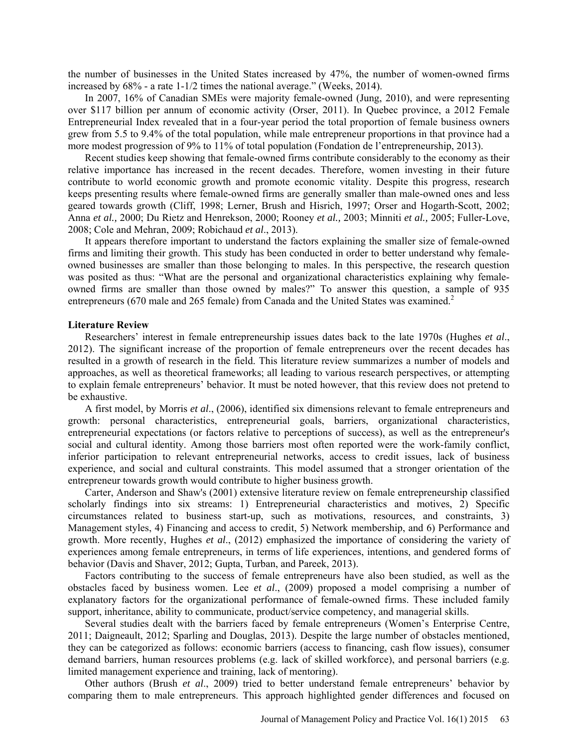the number of businesses in the United States increased by 47%, the number of women-owned firms increased by 68% - a rate 1-1/2 times the national average." (Weeks, 2014).

In 2007, 16% of Canadian SMEs were majority female-owned (Jung, 2010), and were representing over $117 billion per annum of economic activity (Orser, 2011). In Quebec province, a 2012 Female Entrepreneurial Index revealed that in a four-year period the total proportion of female business owners grew from 5.5 to 9.4% of the total population, while male entrepreneur proportions in that province had a more modest progression of 9% to 11% of total population (Fondation de l'entrepreneurship, 2013).

Recent studies keep showing that female-owned firms contribute considerably to the economy as their relative importance has increased in the recent decades. Therefore, women investing in their future contribute to world economic growth and promote economic vitality. Despite this progress, research keeps presenting results where female-owned firms are generally smaller than male-owned ones and less geared towards growth (Cliff, 1998; Lerner, Brush and Hisrich, 1997; Orser and Hogarth-Scott, 2002; Anna *et al.,* 2000; Du Rietz and Henrekson, 2000; Rooney *et al.,* 2003; Minniti *et al.,* 2005; Fuller-Love, 2008; Cole and Mehran, 2009; Robichaud *et al*., 2013).

It appears therefore important to understand the factors explaining the smaller size of female-owned firms and limiting their growth. This study has been conducted in order to better understand why female-owned businesses are smaller than those belonging to males. In this perspective, the research question was posited as thus: "What are the personal and organizational characteristics explaining why female-owned firms are smaller than those owned by males?" To answer this question, a sample of 935 entrepreneurs (670 male and 265 female) from Canada and the United States was examined.[2]

**Literature Review**

Researchers' interest in female entrepreneurship issues dates back to the late 1970s (Hughes *et al*., 2012). The significant increase of the proportion of female entrepreneurs over the recent decades has resulted in a growth of research in the field. This literature review summarizes a number of models and approaches, as well as theoretical frameworks; all leading to various research perspectives, or attempting to explain female entrepreneurs' behavior. It must be noted however, that this review does not pretend to be exhaustive.

A first model, by Morris *et al*., (2006), identified six dimensions relevant to female entrepreneurs and growth: personal characteristics, entrepreneurial goals, barriers, organizational characteristics, entrepreneurial expectations (or factors relative to perceptions of success), as well as the entrepreneur's social and cultural identity. Among those barriers most often reported were the work-family conflict, inferior participation to relevant entrepreneurial networks, access to credit issues, lack of business experience, and social and cultural constraints. This model assumed that a stronger orientation of the entrepreneur towards growth would contribute to higher business growth.

Carter, Anderson and Shaw's (2001) extensive literature review on female entrepreneurship classified scholarly findings into six streams: 1) Entrepreneurial characteristics and motives, 2) Specific circumstances related to business start-up, such as motivations, resources, and constraints, 3) Management styles, 4) Financing and access to credit, 5) Network membership, and 6) Performance and growth. More recently, Hughes *et al*., (2012) emphasized the importance of considering the variety of experiences among female entrepreneurs, in terms of life experiences, intentions, and gendered forms of behavior (Davis and Shaver, 2012; Gupta, Turban, and Pareek, 2013).

Factors contributing to the success of female entrepreneurs have also been studied, as well as the obstacles faced by business women. Lee *et al*., (2009) proposed a model comprising a number of explanatory factors for the organizational performance of female-owned firms. These included family support, inheritance, ability to communicate, product/service competency, and managerial skills.

Several studies dealt with the barriers faced by female entrepreneurs (Women's Enterprise Centre, 2011; Daigneault, 2012; Sparling and Douglas, 2013). Despite the large number of obstacles mentioned, they can be categorized as follows: economic barriers (access to financing, cash flow issues), consumer demand barriers, human resources problems (e.g. lack of skilled workforce), and personal barriers (e.g. limited management experience and training, lack of mentoring).

Other authors (Brush *et al*., 2009) tried to better understand female entrepreneurs' behavior by comparing them to male entrepreneurs. This approach highlighted gender differences and focused on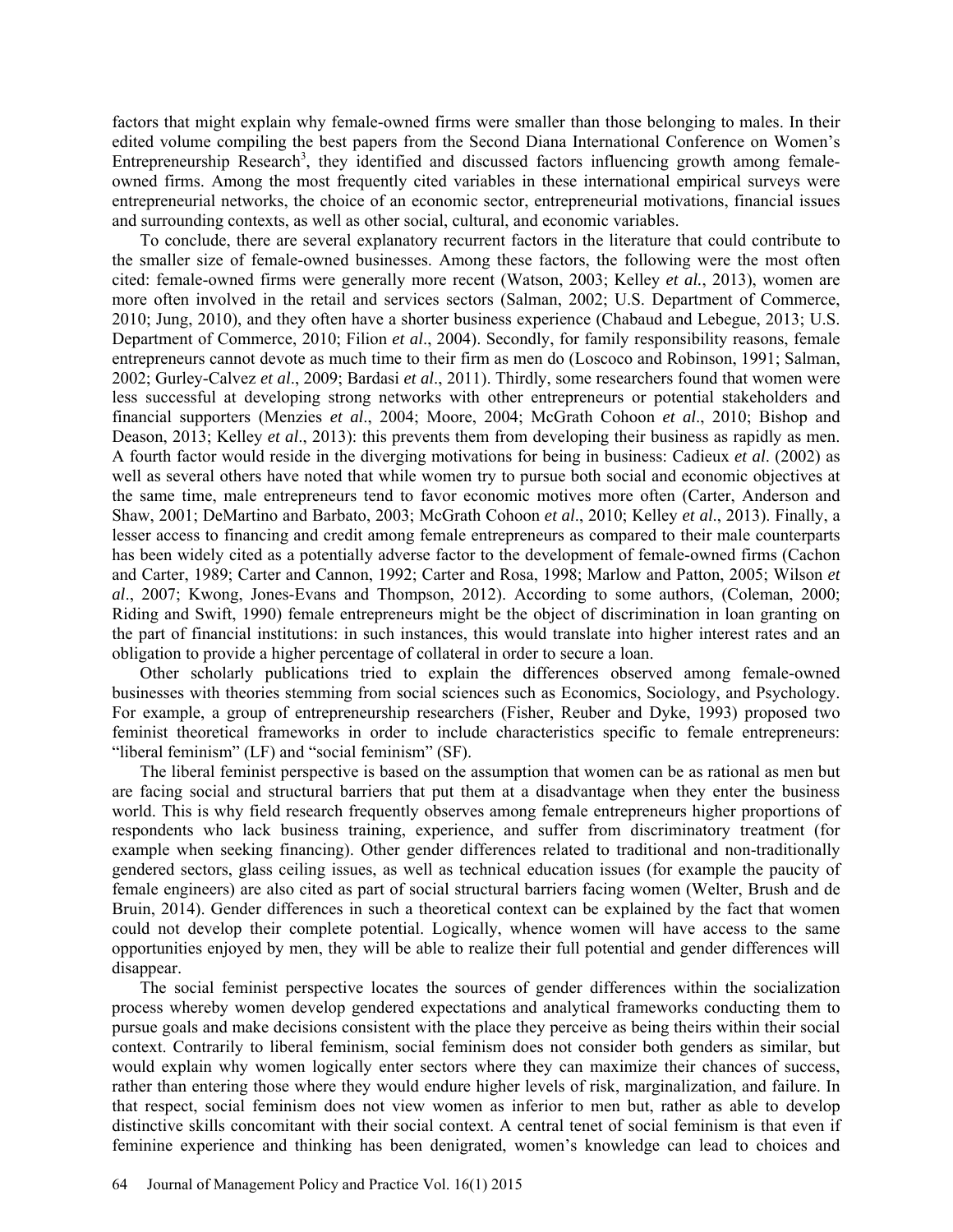factors that might explain why female-owned firms were smaller than those belonging to males. In their edited volume compiling the best papers from the Second Diana International Conference on Women's Entrepreneurship Research[3], they identified and discussed factors influencing growth among female-owned firms. Among the most frequently cited variables in these international empirical surveys were entrepreneurial networks, the choice of an economic sector, entrepreneurial motivations, financial issues and surrounding contexts, as well as other social, cultural, and economic variables.

To conclude, there are several explanatory recurrent factors in the literature that could contribute to the smaller size of female-owned businesses. Among these factors, the following were the most often cited: female-owned firms were generally more recent (Watson, 2003; Kelley *et al.*, 2013), women are more often involved in the retail and services sectors (Salman, 2002; U.S. Department of Commerce, 2010; Jung, 2010), and they often have a shorter business experience (Chabaud and Lebegue, 2013; U.S. Department of Commerce, 2010; Filion *et al*., 2004). Secondly, for family responsibility reasons, female entrepreneurs cannot devote as much time to their firm as men do (Loscoco and Robinson, 1991; Salman, 2002; Gurley-Calvez *et al*., 2009; Bardasi *et al*., 2011). Thirdly, some researchers found that women were less successful at developing strong networks with other entrepreneurs or potential stakeholders and financial supporters (Menzies *et al*., 2004; Moore, 2004; McGrath Cohoon *et al*., 2010; Bishop and Deason, 2013; Kelley *et al*., 2013): this prevents them from developing their business as rapidly as men. A fourth factor would reside in the diverging motivations for being in business: Cadieux *et al*. (2002) as well as several others have noted that while women try to pursue both social and economic objectives at the same time, male entrepreneurs tend to favor economic motives more often (Carter, Anderson and Shaw, 2001; DeMartino and Barbato, 2003; McGrath Cohoon *et al*., 2010; Kelley *et al*., 2013). Finally, a lesser access to financing and credit among female entrepreneurs as compared to their male counterparts has been widely cited as a potentially adverse factor to the development of female-owned firms (Cachon and Carter, 1989; Carter and Cannon, 1992; Carter and Rosa, 1998; Marlow and Patton, 2005; Wilson *et al*., 2007; Kwong, Jones-Evans and Thompson, 2012). According to some authors, (Coleman, 2000; Riding and Swift, 1990) female entrepreneurs might be the object of discrimination in loan granting on the part of financial institutions: in such instances, this would translate into higher interest rates and an obligation to provide a higher percentage of collateral in order to secure a loan.

Other scholarly publications tried to explain the differences observed among female-owned businesses with theories stemming from social sciences such as Economics, Sociology, and Psychology. For example, a group of entrepreneurship researchers (Fisher, Reuber and Dyke, 1993) proposed two feminist theoretical frameworks in order to include characteristics specific to female entrepreneurs: "liberal feminism" (LF) and "social feminism" (SF).

The liberal feminist perspective is based on the assumption that women can be as rational as men but are facing social and structural barriers that put them at a disadvantage when they enter the business world. This is why field research frequently observes among female entrepreneurs higher proportions of respondents who lack business training, experience, and suffer from discriminatory treatment (for example when seeking financing). Other gender differences related to traditional and non-traditionally gendered sectors, glass ceiling issues, as well as technical education issues (for example the paucity of female engineers) are also cited as part of social structural barriers facing women (Welter, Brush and de Bruin, 2014). Gender differences in such a theoretical context can be explained by the fact that women could not develop their complete potential. Logically, whence women will have access to the same opportunities enjoyed by men, they will be able to realize their full potential and gender differences will disappear.

The social feminist perspective locates the sources of gender differences within the socialization process whereby women develop gendered expectations and analytical frameworks conducting them to pursue goals and make decisions consistent with the place they perceive as being theirs within their social context. Contrarily to liberal feminism, social feminism does not consider both genders as similar, but would explain why women logically enter sectors where they can maximize their chances of success, rather than entering those where they would endure higher levels of risk, marginalization, and failure. In that respect, social feminism does not view women as inferior to men but, rather as able to develop distinctive skills concomitant with their social context. A central tenet of social feminism is that even if feminine experience and thinking has been denigrated, women's knowledge can lead to choices and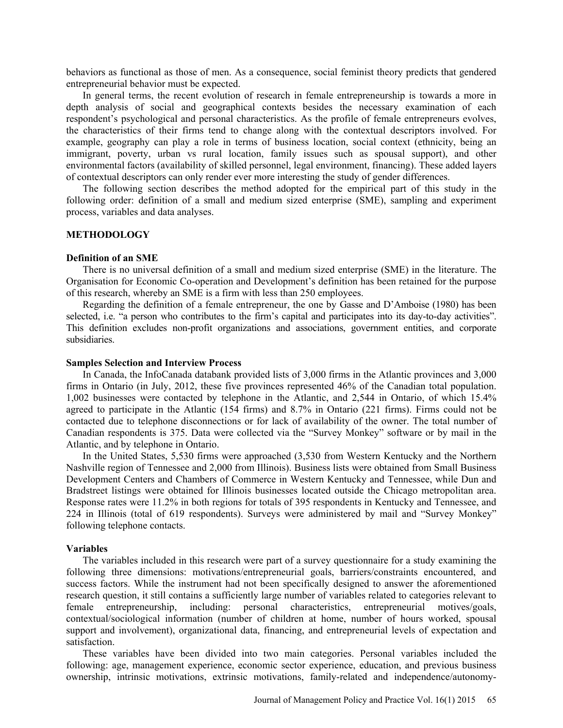behaviors as functional as those of men. As a consequence, social feminist theory predicts that gendered entrepreneurial behavior must be expected.

In general terms, the recent evolution of research in female entrepreneurship is towards a more in depth analysis of social and geographical contexts besides the necessary examination of each respondent's psychological and personal characteristics. As the profile of female entrepreneurs evolves, the characteristics of their firms tend to change along with the contextual descriptors involved. For example, geography can play a role in terms of business location, social context (ethnicity, being an immigrant, poverty, urban vs rural location, family issues such as spousal support), and other environmental factors (availability of skilled personnel, legal environment, financing). These added layers of contextual descriptors can only render ever more interesting the study of gender differences.

The following section describes the method adopted for the empirical part of this study in the following order: definition of a small and medium sized enterprise (SME), sampling and experiment process, variables and data analyses.

## METHODOLOGY

### Definition of an SME

There is no universal definition of a small and medium sized enterprise (SME) in the literature. The Organisation for Economic Co-operation and Development's definition has been retained for the purpose of this research, whereby an SME is a firm with less than 250 employees.

Regarding the definition of a female entrepreneur, the one by Gasse and D'Amboise (1980) has been selected, i.e. "a person who contributes to the firm's capital and participates into its day-to-day activities". This definition excludes non-profit organizations and associations, government entities, and corporate subsidiaries.

### Samples Selection and Interview Process

In Canada, the InfoCanada databank provided lists of 3,000 firms in the Atlantic provinces and 3,000 firms in Ontario (in July, 2012, these five provinces represented 46% of the Canadian total population. 1,002 businesses were contacted by telephone in the Atlantic, and 2,544 in Ontario, of which 15.4% agreed to participate in the Atlantic (154 firms) and 8.7% in Ontario (221 firms). Firms could not be contacted due to telephone disconnections or for lack of availability of the owner. The total number of Canadian respondents is 375. Data were collected via the "Survey Monkey" software or by mail in the Atlantic, and by telephone in Ontario.

In the United States, 5,530 firms were approached (3,530 from Western Kentucky and the Northern Nashville region of Tennessee and 2,000 from Illinois). Business lists were obtained from Small Business Development Centers and Chambers of Commerce in Western Kentucky and Tennessee, while Dun and Bradstreet listings were obtained for Illinois businesses located outside the Chicago metropolitan area. Response rates were 11.2% in both regions for totals of 395 respondents in Kentucky and Tennessee, and 224 in Illinois (total of 619 respondents). Surveys were administered by mail and "Survey Monkey" following telephone contacts.

### Variables

The variables included in this research were part of a survey questionnaire for a study examining the following three dimensions: motivations/entrepreneurial goals, barriers/constraints encountered, and success factors. While the instrument had not been specifically designed to answer the aforementioned research question, it still contains a sufficiently large number of variables related to categories relevant to female entrepreneurship, including: personal characteristics, entrepreneurial motives/goals, contextual/sociological information (number of children at home, number of hours worked, spousal support and involvement), organizational data, financing, and entrepreneurial levels of expectation and satisfaction.

These variables have been divided into two main categories. Personal variables included the following: age, management experience, economic sector experience, education, and previous business ownership, intrinsic motivations, extrinsic motivations, family-related and independence/autonomy-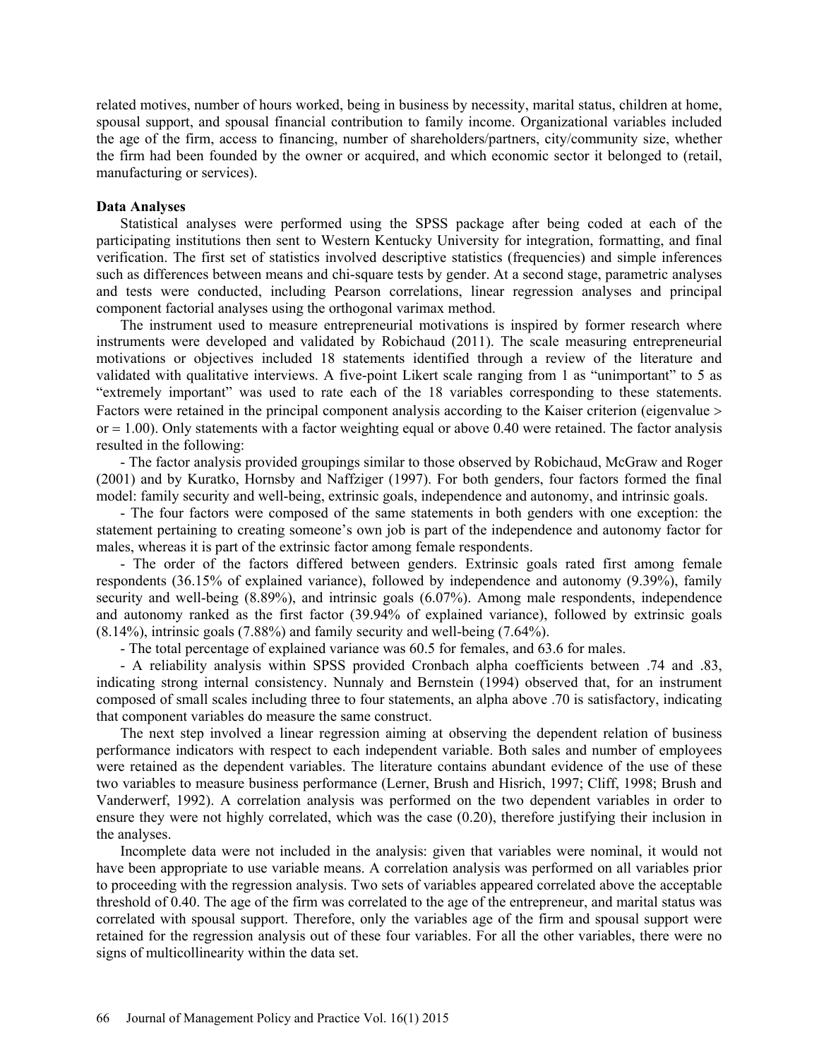related motives, number of hours worked, being in business by necessity, marital status, children at home, spousal support, and spousal financial contribution to family income. Organizational variables included the age of the firm, access to financing, number of shareholders/partners, city/community size, whether the firm had been founded by the owner or acquired, and which economic sector it belonged to (retail, manufacturing or services).

**Data Analyses**

Statistical analyses were performed using the SPSS package after being coded at each of the participating institutions then sent to Western Kentucky University for integration, formatting, and final verification. The first set of statistics involved descriptive statistics (frequencies) and simple inferences such as differences between means and chi-square tests by gender. At a second stage, parametric analyses and tests were conducted, including Pearson correlations, linear regression analyses and principal component factorial analyses using the orthogonal varimax method.

The instrument used to measure entrepreneurial motivations is inspired by former research where instruments were developed and validated by Robichaud (2011). The scale measuring entrepreneurial motivations or objectives included 18 statements identified through a review of the literature and validated with qualitative interviews. A five-point Likert scale ranging from 1 as "unimportant" to 5 as "extremely important" was used to rate each of the 18 variables corresponding to these statements. Factors were retained in the principal component analysis according to the Kaiser criterion (eigenvalue > or = 1.00). Only statements with a factor weighting equal or above 0.40 were retained. The factor analysis resulted in the following:

- The factor analysis provided groupings similar to those observed by Robichaud, McGraw and Roger (2001) and by Kuratko, Hornsby and Naffziger (1997). For both genders, four factors formed the final model: family security and well-being, extrinsic goals, independence and autonomy, and intrinsic goals.

- The four factors were composed of the same statements in both genders with one exception: the statement pertaining to creating someone's own job is part of the independence and autonomy factor for males, whereas it is part of the extrinsic factor among female respondents.

- The order of the factors differed between genders. Extrinsic goals rated first among female respondents (36.15% of explained variance), followed by independence and autonomy (9.39%), family security and well-being (8.89%), and intrinsic goals (6.07%). Among male respondents, independence and autonomy ranked as the first factor (39.94% of explained variance), followed by extrinsic goals (8.14%), intrinsic goals (7.88%) and family security and well-being (7.64%).

- The total percentage of explained variance was 60.5 for females, and 63.6 for males.

- A reliability analysis within SPSS provided Cronbach alpha coefficients between .74 and .83, indicating strong internal consistency. Nunnaly and Bernstein (1994) observed that, for an instrument composed of small scales including three to four statements, an alpha above .70 is satisfactory, indicating that component variables do measure the same construct.

The next step involved a linear regression aiming at observing the dependent relation of business performance indicators with respect to each independent variable. Both sales and number of employees were retained as the dependent variables. The literature contains abundant evidence of the use of these two variables to measure business performance (Lerner, Brush and Hisrich, 1997; Cliff, 1998; Brush and Vanderwerf, 1992). A correlation analysis was performed on the two dependent variables in order to ensure they were not highly correlated, which was the case (0.20), therefore justifying their inclusion in the analyses.

Incomplete data were not included in the analysis: given that variables were nominal, it would not have been appropriate to use variable means. A correlation analysis was performed on all variables prior to proceeding with the regression analysis. Two sets of variables appeared correlated above the acceptable threshold of 0.40. The age of the firm was correlated to the age of the entrepreneur, and marital status was correlated with spousal support. Therefore, only the variables age of the firm and spousal support were retained for the regression analysis out of these four variables. For all the other variables, there were no signs of multicollinearity within the data set.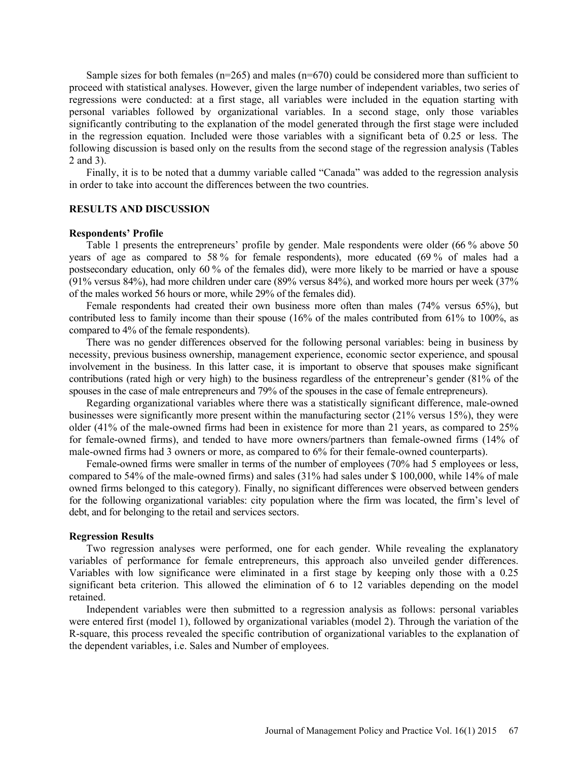Sample sizes for both females (n=265) and males (n=670) could be considered more than sufficient to proceed with statistical analyses. However, given the large number of independent variables, two series of regressions were conducted: at a first stage, all variables were included in the equation starting with personal variables followed by organizational variables. In a second stage, only those variables significantly contributing to the explanation of the model generated through the first stage were included in the regression equation. Included were those variables with a significant beta of 0.25 or less. The following discussion is based only on the results from the second stage of the regression analysis (Tables 2 and 3).

Finally, it is to be noted that a dummy variable called "Canada" was added to the regression analysis in order to take into account the differences between the two countries.

## RESULTS AND DISCUSSION

### Respondents' Profile

Table 1 presents the entrepreneurs' profile by gender. Male respondents were older (66 % above 50 years of age as compared to 58 % for female respondents), more educated (69 % of males had a postsecondary education, only 60 % of the females did), were more likely to be married or have a spouse (91% versus 84%), had more children under care (89% versus 84%), and worked more hours per week (37% of the males worked 56 hours or more, while 29% of the females did).

Female respondents had created their own business more often than males (74% versus 65%), but contributed less to family income than their spouse (16% of the males contributed from 61% to 100%, as compared to 4% of the female respondents).

There was no gender differences observed for the following personal variables: being in business by necessity, previous business ownership, management experience, economic sector experience, and spousal involvement in the business. In this latter case, it is important to observe that spouses make significant contributions (rated high or very high) to the business regardless of the entrepreneur's gender (81% of the spouses in the case of male entrepreneurs and 79% of the spouses in the case of female entrepreneurs).

Regarding organizational variables where there was a statistically significant difference, male-owned businesses were significantly more present within the manufacturing sector (21% versus 15%), they were older (41% of the male-owned firms had been in existence for more than 21 years, as compared to 25% for female-owned firms), and tended to have more owners/partners than female-owned firms (14% of male-owned firms had 3 owners or more, as compared to 6% for their female-owned counterparts).

Female-owned firms were smaller in terms of the number of employees (70% had 5 employees or less, compared to 54% of the male-owned firms) and sales (31% had sales under $ 100,000, while 14% of male owned firms belonged to this category). Finally, no significant differences were observed between genders for the following organizational variables: city population where the firm was located, the firm's level of debt, and for belonging to the retail and services sectors.

### Regression Results

Two regression analyses were performed, one for each gender. While revealing the explanatory variables of performance for female entrepreneurs, this approach also unveiled gender differences. Variables with low significance were eliminated in a first stage by keeping only those with a 0.25 significant beta criterion. This allowed the elimination of 6 to 12 variables depending on the model retained.

Independent variables were then submitted to a regression analysis as follows: personal variables were entered first (model 1), followed by organizational variables (model 2). Through the variation of the R-square, this process revealed the specific contribution of organizational variables to the explanation of the dependent variables, i.e. Sales and Number of employees.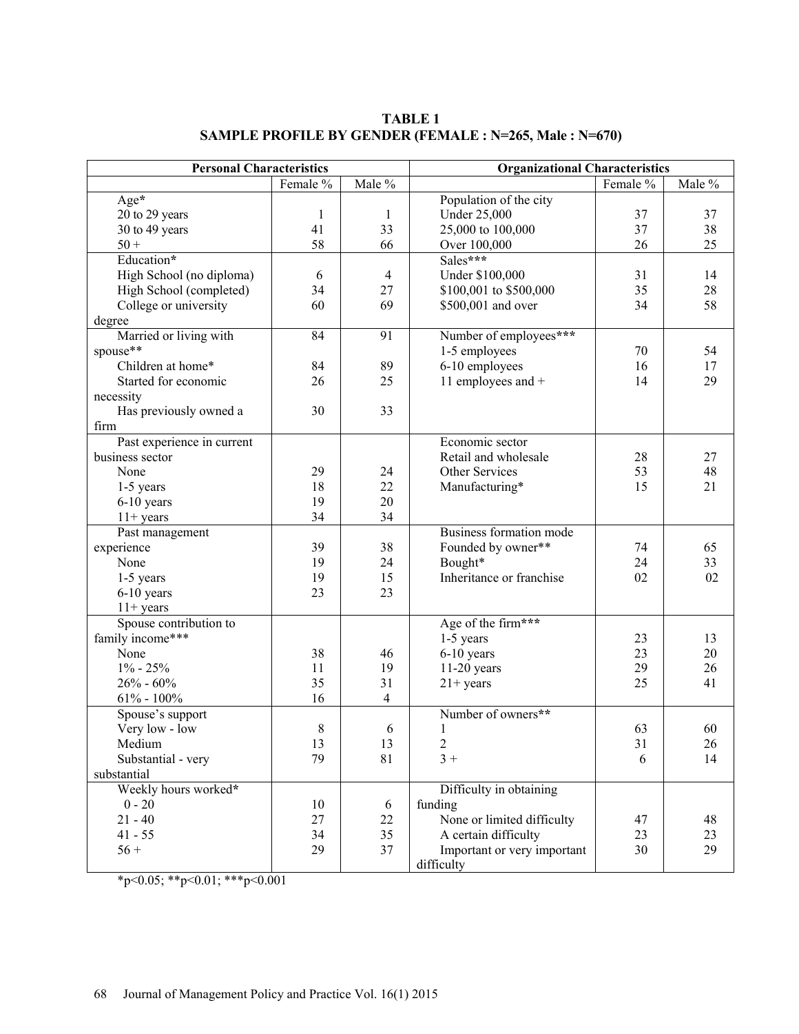**TABLE 1**
**SAMPLE PROFILE BY GENDER (FEMALE : N=265, Male : N=670)**

| Personal Characteristics | | | Organizational Characteristics | | |
|---|---|---|---|---|---|
| | Female % | Male % | | Female % | Male % |
| Age* | | | Population of the city | | |
| 20 to 29 years | 1 | 1 | Under 25,000 | 37 | 37 |
| 30 to 49 years | 41 | 33 | 25,000 to 100,000 | 37 | 38 |
| 50 + | 58 | 66 | Over 100,000 | 26 | 25 |
| Education* | | | Sales*** | | |
| High School (no diploma) | 6 | 4 | Under $100,000 | 31 | 14 |
| High School (completed) | 34 | 27 | $100,001 to $500,000 | 35 | 28 |
| College or university degree | 60 | 69 | $500,001 and over | 34 | 58 |
| Married or living with spouse** | 84 | 91 | Number of employees*** | | |
| | | | 1-5 employees | 70 | 54 |
| Children at home* | 84 | 89 | 6-10 employees | 16 | 17 |
| Started for economic necessity | 26 | 25 | 11 employees and + | 14 | 29 |
| Has previously owned a firm | 30 | 33 | | | |
| Past experience in current business sector | | | Economic sector | | |
| | | | Retail and wholesale | 28 | 27 |
| None | 29 | 24 | Other Services | 53 | 48 |
| 1-5 years | 18 | 22 | Manufacturing* | 15 | 21 |
| 6-10 years | 19 | 20 | | | |
| 11+ years | 34 | 34 | | | |
| | | | Business formation mode | | |
| Past management experience | 39 | 38 | Founded by owner** | 74 | 65 |
| None | 19 | 24 | Bought* | 24 | 33 |
| 1-5 years | 19 | 15 | Inheritance or franchise | 02 | 02 |
| 6-10 years | 23 | 23 | | | |
| 11+ years | | | | | |
| Spouse contribution to family income*** | | | Age of the firm*** | | |
| | | | 1-5 years | 23 | 13 |
| None | 38 | 46 | 6-10 years | 23 | 20 |
| 1% - 25% | 11 | 19 | 11-20 years | 29 | 26 |
| 26% - 60% | 35 | 31 | 21+ years | 25 | 41 |
| 61% - 100% | 16 | 4 | | | |
| Spouse's support | | | Number of owners** | | |
| Very low - low | 8 | 6 | 1 | 63 | 60 |
| Medium | 13 | 13 | 2 | 31 | 26 |
| Substantial - very substantial | 79 | 81 | 3 + | 6 | 14 |
| Weekly hours worked* | | | Difficulty in obtaining funding | | |
| 0 - 20 | 10 | 6 | | | |
| 21 - 40 | 27 | 22 | None or limited difficulty | 47 | 48 |
| 41 - 55 | 34 | 35 | A certain difficulty | 23 | 23 |
| 56 + | 29 | 37 | Important or very important difficulty | 30 | 29 |

*p<0.05; **p<0.01; ***p<0.001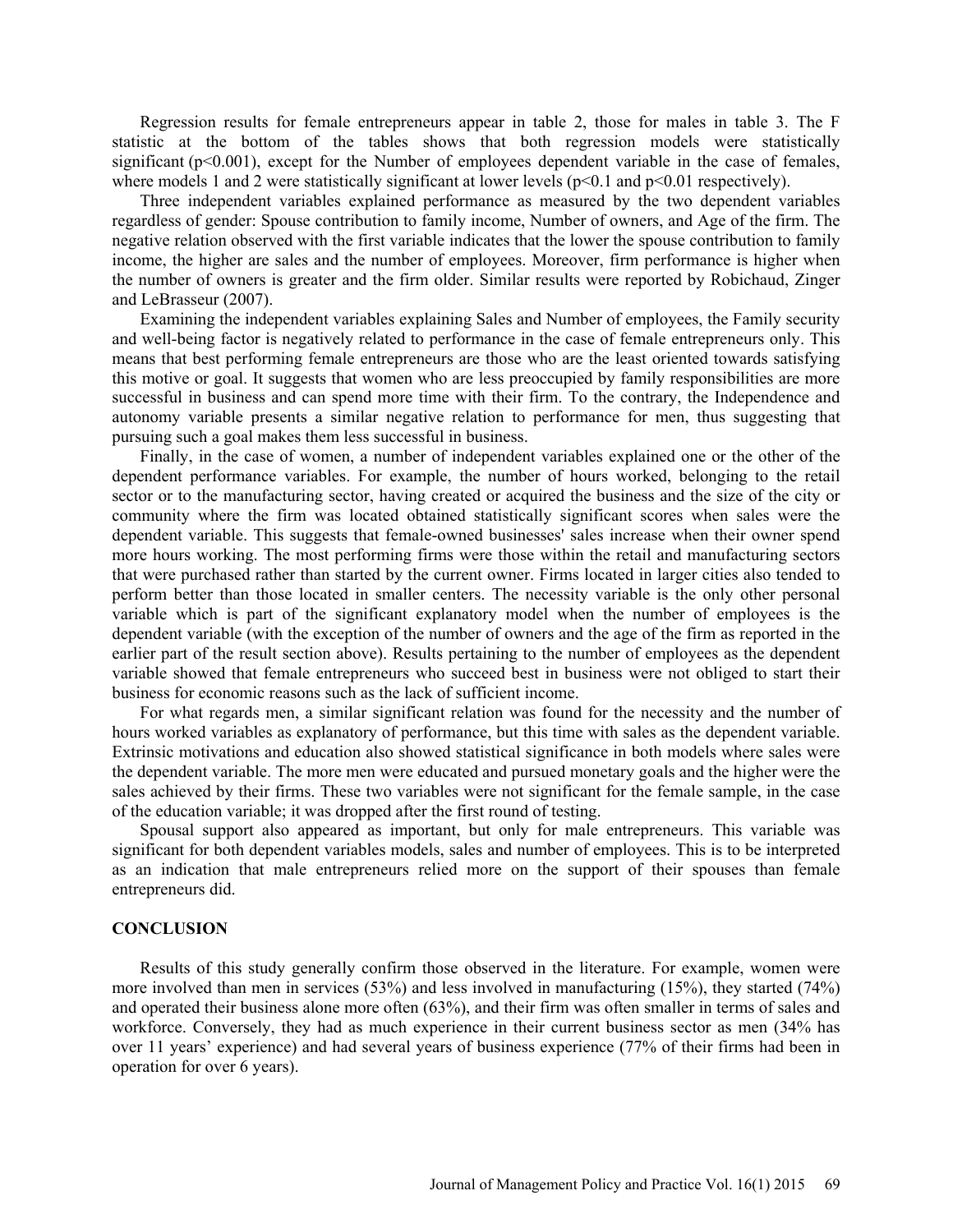Regression results for female entrepreneurs appear in table 2, those for males in table 3. The F statistic at the bottom of the tables shows that both regression models were statistically significant ($p<0.001$), except for the Number of employees dependent variable in the case of females, where models 1 and 2 were statistically significant at lower levels ($p<0.1$ and $p<0.01$ respectively).

Three independent variables explained performance as measured by the two dependent variables regardless of gender: Spouse contribution to family income, Number of owners, and Age of the firm. The negative relation observed with the first variable indicates that the lower the spouse contribution to family income, the higher are sales and the number of employees. Moreover, firm performance is higher when the number of owners is greater and the firm older. Similar results were reported by Robichaud, Zinger and LeBrasseur (2007).

Examining the independent variables explaining Sales and Number of employees, the Family security and well-being factor is negatively related to performance in the case of female entrepreneurs only. This means that best performing female entrepreneurs are those who are the least oriented towards satisfying this motive or goal. It suggests that women who are less preoccupied by family responsibilities are more successful in business and can spend more time with their firm. To the contrary, the Independence and autonomy variable presents a similar negative relation to performance for men, thus suggesting that pursuing such a goal makes them less successful in business.

Finally, in the case of women, a number of independent variables explained one or the other of the dependent performance variables. For example, the number of hours worked, belonging to the retail sector or to the manufacturing sector, having created or acquired the business and the size of the city or community where the firm was located obtained statistically significant scores when sales were the dependent variable. This suggests that female-owned businesses' sales increase when their owner spend more hours working. The most performing firms were those within the retail and manufacturing sectors that were purchased rather than started by the current owner. Firms located in larger cities also tended to perform better than those located in smaller centers. The necessity variable is the only other personal variable which is part of the significant explanatory model when the number of employees is the dependent variable (with the exception of the number of owners and the age of the firm as reported in the earlier part of the result section above). Results pertaining to the number of employees as the dependent variable showed that female entrepreneurs who succeed best in business were not obliged to start their business for economic reasons such as the lack of sufficient income.

For what regards men, a similar significant relation was found for the necessity and the number of hours worked variables as explanatory of performance, but this time with sales as the dependent variable. Extrinsic motivations and education also showed statistical significance in both models where sales were the dependent variable. The more men were educated and pursued monetary goals and the higher were the sales achieved by their firms. These two variables were not significant for the female sample, in the case of the education variable; it was dropped after the first round of testing.

Spousal support also appeared as important, but only for male entrepreneurs. This variable was significant for both dependent variables models, sales and number of employees. This is to be interpreted as an indication that male entrepreneurs relied more on the support of their spouses than female entrepreneurs did.

## CONCLUSION

Results of this study generally confirm those observed in the literature. For example, women were more involved than men in services (53%) and less involved in manufacturing (15%), they started (74%) and operated their business alone more often (63%), and their firm was often smaller in terms of sales and workforce. Conversely, they had as much experience in their current business sector as men (34% has over 11 years' experience) and had several years of business experience (77% of their firms had been in operation for over 6 years).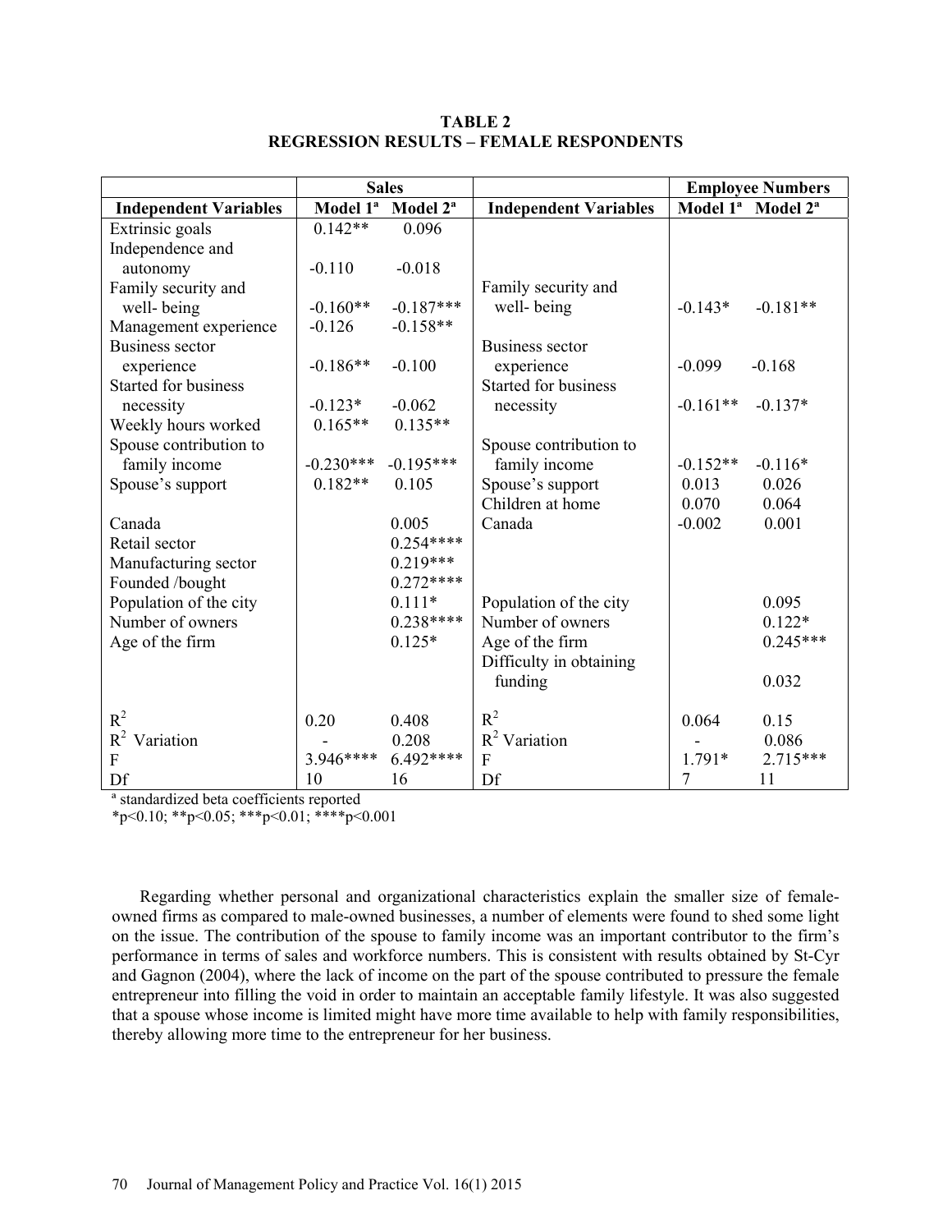**TABLE 2**
**REGRESSION RESULTS – FEMALE RESPONDENTS**

| | Sales | | | Employee Numbers | |
|---|---|---|---|---|---|
| **Independent Variables** | **Model 1[a]** | **Model 2[a]** | **Independent Variables** | **Model 1[a]** | **Model 2[a]** |
| Extrinsic goals | 0.142** | 0.096 | | | |
| Independence and autonomy | -0.110 | -0.018 | | | |
| Family security and well- being | -0.160** | -0.187*** | Family security and well- being | -0.143* | -0.181** |
| Management experience | -0.126 | -0.158** | | | |
| Business sector experience | -0.186** | -0.100 | Business sector experience | -0.099 | -0.168 |
| Started for business necessity | -0.123* | -0.062 | Started for business necessity | -0.161** | -0.137* |
| Weekly hours worked | 0.165** | 0.135** | | | |
| Spouse contribution to family income | -0.230*** | -0.195*** | Spouse contribution to family income | -0.152** | -0.116* |
| Spouse's support | 0.182** | 0.105 | Spouse's support | 0.013 | 0.026 |
| | | | Children at home | 0.070 | 0.064 |
| Canada | | 0.005 | Canada | -0.002 | 0.001 |
| Retail sector | | 0.254**** | | | |
| Manufacturing sector | | 0.219*** | | | |
| Founded /bought | | 0.272**** | | | |
| Population of the city | | 0.111* | Population of the city | | 0.095 |
| Number of owners | | 0.238**** | Number of owners | | 0.122* |
| Age of the firm | | 0.125* | Age of the firm | | 0.245*** |
| | | | Difficulty in obtaining funding | | 0.032 |
| $R^2$ | 0.20 | 0.408 | $R^2$ | 0.064 | 0.15 |
| $R^2$ Variation | - | 0.208 | $R^2$ Variation | - | 0.086 |
| F | 3.946**** | 6.492**** | F | 1.791* | 2.715*** |
| Df | 10 | 16 | Df | 7 | 11 |

[a] standardized beta coefficients reported
*p<0.10; **p<0.05; ***p<0.01; ****p<0.001

Regarding whether personal and organizational characteristics explain the smaller size of female-owned firms as compared to male-owned businesses, a number of elements were found to shed some light on the issue. The contribution of the spouse to family income was an important contributor to the firm's performance in terms of sales and workforce numbers. This is consistent with results obtained by St-Cyr and Gagnon (2004), where the lack of income on the part of the spouse contributed to pressure the female entrepreneur into filling the void in order to maintain an acceptable family lifestyle. It was also suggested that a spouse whose income is limited might have more time available to help with family responsibilities, thereby allowing more time to the entrepreneur for her business.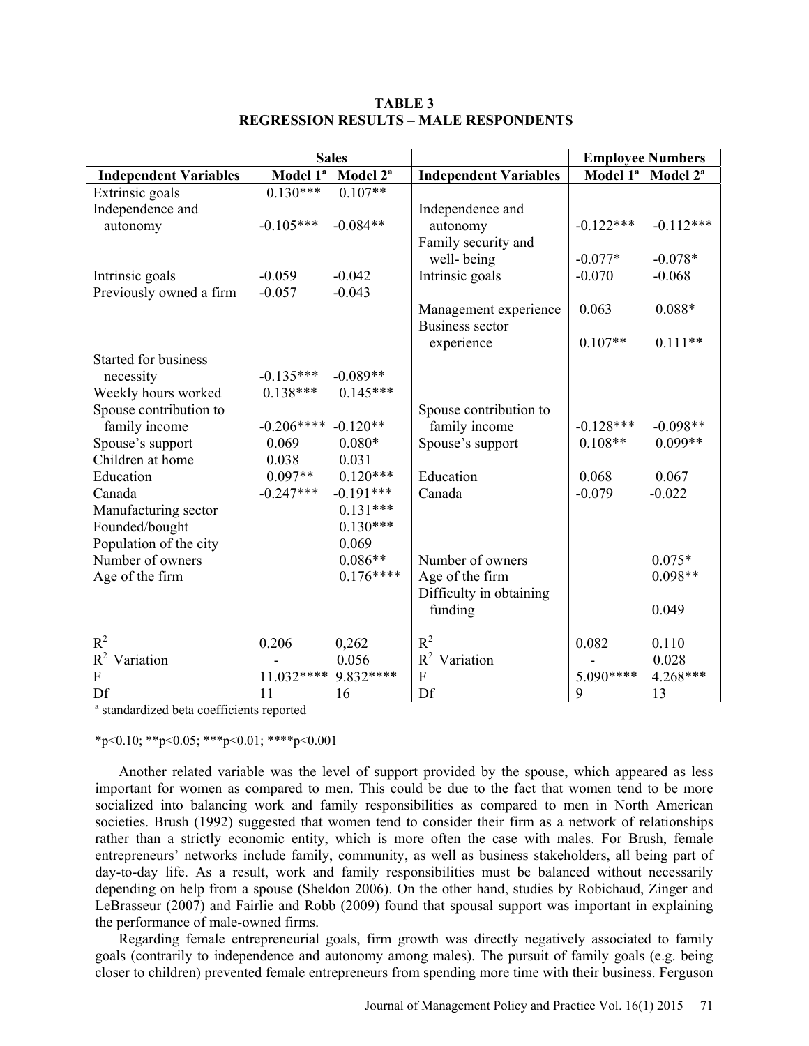**TABLE 3**
**REGRESSION RESULTS – MALE RESPONDENTS**

| | Sales | | | Employee Numbers | |
|---|---|---|---|---|---|
| **Independent Variables** | **Model 1[a]** | **Model 2[a]** | **Independent Variables** | **Model 1[a]** | **Model 2[a]** |
| Extrinsic goals | 0.130*** | 0.107** | | | |
| Independence and autonomy | -0.105*** | -0.084** | Independence and autonomy | -0.122*** | -0.112*** |
| | | | Family security and well- being | -0.077* | -0.078* |
| Intrinsic goals | -0.059 | -0.042 | Intrinsic goals | -0.070 | -0.068 |
| Previously owned a firm | -0.057 | -0.043 | | | |
| | | | Management experience | 0.063 | 0.088* |
| | | | Business sector experience | 0.107** | 0.111** |
| Started for business necessity | -0.135*** | -0.089** | | | |
| Weekly hours worked | 0.138*** | 0.145*** | | | |
| Spouse contribution to family income | -0.206**** | -0.120** | Spouse contribution to family income | -0.128*** | -0.098** |
| Spouse's support | 0.069 | 0.080* | Spouse's support | 0.108** | 0.099** |
| Children at home | 0.038 | 0.031 | | | |
| Education | 0.097** | 0.120*** | Education | 0.068 | 0.067 |
| Canada | -0.247*** | -0.191*** | Canada | -0.079 | -0.022 |
| Manufacturing sector | | 0.131*** | | | |
| Founded/bought | | 0.130*** | | | |
| Population of the city | | 0.069 | | | |
| Number of owners | | 0.086** | Number of owners | | 0.075* |
| Age of the firm | | 0.176**** | Age of the firm | | 0.098** |
| | | | Difficulty in obtaining funding | | 0.049 |
| $R^2$ | 0.206 | 0,262 | $R^2$ | 0.082 | 0.110 |
| $R^2$ Variation | - | 0.056 | $R^2$ Variation | - | 0.028 |
| F | 11.032**** | 9.832**** | F | 5.090**** | 4.268*** |
| Df | 11 | 16 | Df | 9 | 13 |

[a] standardized beta coefficients reported

*p<0.10; **p<0.05; ***p<0.01; ****p<0.001

Another related variable was the level of support provided by the spouse, which appeared as less important for women as compared to men. This could be due to the fact that women tend to be more socialized into balancing work and family responsibilities as compared to men in North American societies. Brush (1992) suggested that women tend to consider their firm as a network of relationships rather than a strictly economic entity, which is more often the case with males. For Brush, female entrepreneurs' networks include family, community, as well as business stakeholders, all being part of day-to-day life. As a result, work and family responsibilities must be balanced without necessarily depending on help from a spouse (Sheldon 2006). On the other hand, studies by Robichaud, Zinger and LeBrasseur (2007) and Fairlie and Robb (2009) found that spousal support was important in explaining the performance of male-owned firms.

Regarding female entrepreneurial goals, firm growth was directly negatively associated to family goals (contrarily to independence and autonomy among males). The pursuit of family goals (e.g. being closer to children) prevented female entrepreneurs from spending more time with their business. Ferguson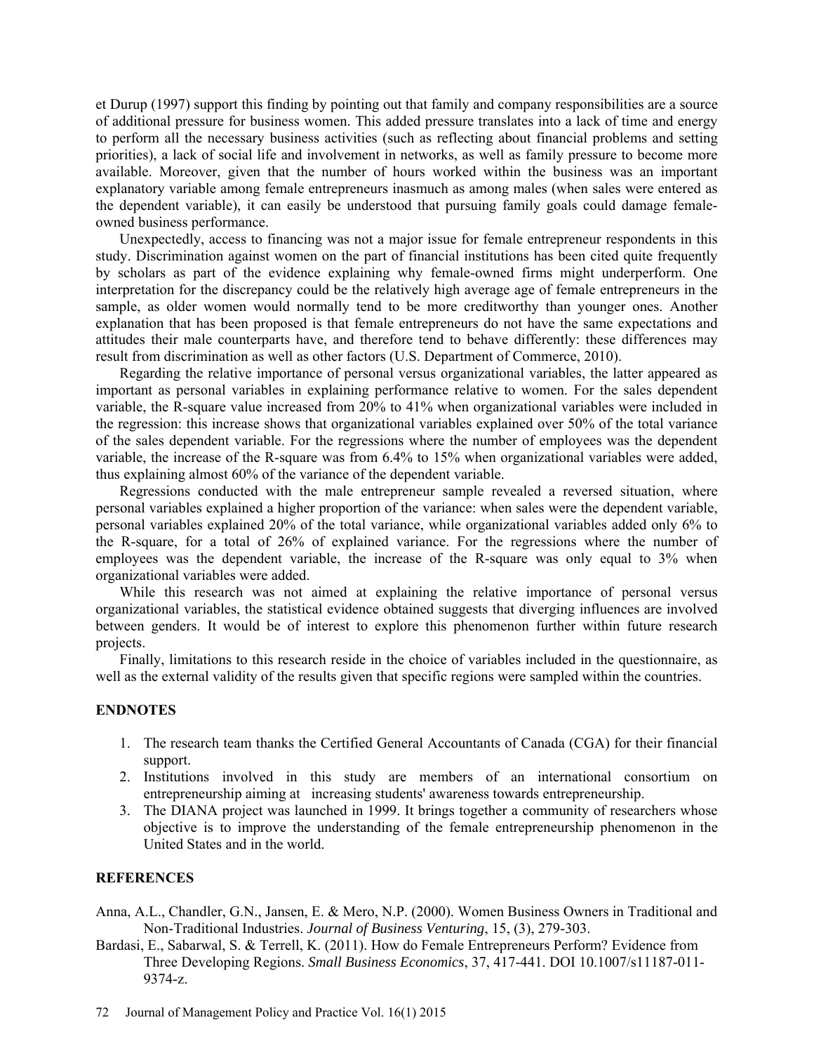et Durup (1997) support this finding by pointing out that family and company responsibilities are a source of additional pressure for business women. This added pressure translates into a lack of time and energy to perform all the necessary business activities (such as reflecting about financial problems and setting priorities), a lack of social life and involvement in networks, as well as family pressure to become more available. Moreover, given that the number of hours worked within the business was an important explanatory variable among female entrepreneurs inasmuch as among males (when sales were entered as the dependent variable), it can easily be understood that pursuing family goals could damage female-owned business performance.

Unexpectedly, access to financing was not a major issue for female entrepreneur respondents in this study. Discrimination against women on the part of financial institutions has been cited quite frequently by scholars as part of the evidence explaining why female-owned firms might underperform. One interpretation for the discrepancy could be the relatively high average age of female entrepreneurs in the sample, as older women would normally tend to be more creditworthy than younger ones. Another explanation that has been proposed is that female entrepreneurs do not have the same expectations and attitudes their male counterparts have, and therefore tend to behave differently: these differences may result from discrimination as well as other factors (U.S. Department of Commerce, 2010).

Regarding the relative importance of personal versus organizational variables, the latter appeared as important as personal variables in explaining performance relative to women. For the sales dependent variable, the R-square value increased from 20% to 41% when organizational variables were included in the regression: this increase shows that organizational variables explained over 50% of the total variance of the sales dependent variable. For the regressions where the number of employees was the dependent variable, the increase of the R-square was from 6.4% to 15% when organizational variables were added, thus explaining almost 60% of the variance of the dependent variable.

Regressions conducted with the male entrepreneur sample revealed a reversed situation, where personal variables explained a higher proportion of the variance: when sales were the dependent variable, personal variables explained 20% of the total variance, while organizational variables added only 6% to the R-square, for a total of 26% of explained variance. For the regressions where the number of employees was the dependent variable, the increase of the R-square was only equal to 3% when organizational variables were added.

While this research was not aimed at explaining the relative importance of personal versus organizational variables, the statistical evidence obtained suggests that diverging influences are involved between genders. It would be of interest to explore this phenomenon further within future research projects.

Finally, limitations to this research reside in the choice of variables included in the questionnaire, as well as the external validity of the results given that specific regions were sampled within the countries.

## ENDNOTES

1. The research team thanks the Certified General Accountants of Canada (CGA) for their financial support.
2. Institutions involved in this study are members of an international consortium on entrepreneurship aiming at increasing students' awareness towards entrepreneurship.
3. The DIANA project was launched in 1999. It brings together a community of researchers whose objective is to improve the understanding of the female entrepreneurship phenomenon in the United States and in the world.

## REFERENCES

Anna, A.L., Chandler, G.N., Jansen, E. & Mero, N.P. (2000). Women Business Owners in Traditional and Non-Traditional Industries. *Journal of Business Venturing*, 15, (3), 279-303.

Bardasi, E., Sabarwal, S. & Terrell, K. (2011). How do Female Entrepreneurs Perform? Evidence from Three Developing Regions. *Small Business Economics*, 37, 417-441. DOI 10.1007/s11187-011-9374-z.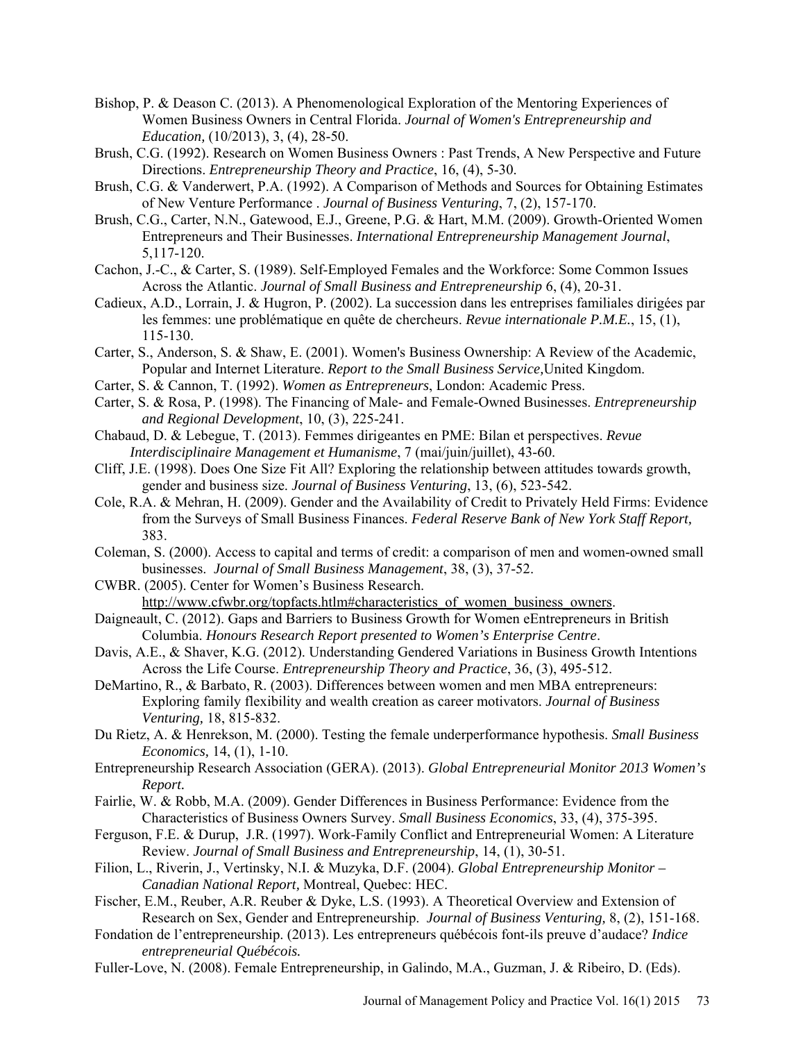Bishop, P. & Deason C. (2013). A Phenomenological Exploration of the Mentoring Experiences of Women Business Owners in Central Florida. *Journal of Women's Entrepreneurship and Education,* (10/2013), 3, (4), 28-50.

Brush, C.G. (1992). Research on Women Business Owners : Past Trends, A New Perspective and Future Directions. *Entrepreneurship Theory and Practice*, 16, (4), 5-30.

Brush, C.G. & Vanderwert, P.A. (1992). A Comparison of Methods and Sources for Obtaining Estimates of New Venture Performance . *Journal of Business Venturing*, 7, (2), 157-170.

Brush, C.G., Carter, N.N., Gatewood, E.J., Greene, P.G. & Hart, M.M. (2009). Growth-Oriented Women Entrepreneurs and Their Businesses. *International Entrepreneurship Management Journal*, 5,117-120.

Cachon, J.-C., & Carter, S. (1989). Self-Employed Females and the Workforce: Some Common Issues Across the Atlantic. *Journal of Small Business and Entrepreneurship* 6, (4), 20-31.

Cadieux, A.D., Lorrain, J. & Hugron, P. (2002). La succession dans les entreprises familiales dirigées par les femmes: une problématique en quête de chercheurs. *Revue internationale P.M.E.*, 15, (1), 115-130.

Carter, S., Anderson, S. & Shaw, E. (2001). Women's Business Ownership: A Review of the Academic, Popular and Internet Literature. *Report to the Small Business Service,*United Kingdom.

Carter, S. & Cannon, T. (1992). *Women as Entrepreneurs*, London: Academic Press.

Carter, S. & Rosa, P. (1998). The Financing of Male- and Female-Owned Businesses. *Entrepreneurship and Regional Development*, 10, (3), 225-241.

Chabaud, D. & Lebegue, T. (2013). Femmes dirigeantes en PME: Bilan et perspectives. *Revue Interdisciplinaire Management et Humanisme*, 7 (mai/juin/juillet), 43-60.

Cliff, J.E. (1998). Does One Size Fit All? Exploring the relationship between attitudes towards growth, gender and business size. *Journal of Business Venturing*, 13, (6), 523-542.

Cole, R.A. & Mehran, H. (2009). Gender and the Availability of Credit to Privately Held Firms: Evidence from the Surveys of Small Business Finances. *Federal Reserve Bank of New York Staff Report,* 383.

Coleman, S. (2000). Access to capital and terms of credit: a comparison of men and women-owned small businesses. *Journal of Small Business Management*, 38, (3), 37-52.

CWBR. (2005). Center for Women's Business Research. http://www.cfwbr.org/topfacts.htlm#characteristics_of_women_business_owners.

Daigneault, C. (2012). Gaps and Barriers to Business Growth for Women eEntrepreneurs in British Columbia. *Honours Research Report presented to Women's Enterprise Centre*.

Davis, A.E., & Shaver, K.G. (2012). Understanding Gendered Variations in Business Growth Intentions Across the Life Course. *Entrepreneurship Theory and Practice*, 36, (3), 495-512.

DeMartino, R., & Barbato, R. (2003). Differences between women and men MBA entrepreneurs: Exploring family flexibility and wealth creation as career motivators. *Journal of Business Venturing,* 18, 815-832.

Du Rietz, A. & Henrekson, M. (2000). Testing the female underperformance hypothesis. *Small Business Economics,* 14, (1), 1-10.

Entrepreneurship Research Association (GERA). (2013). *Global Entrepreneurial Monitor 2013 Women's Report.*

Fairlie, W. & Robb, M.A. (2009). Gender Differences in Business Performance: Evidence from the Characteristics of Business Owners Survey. *Small Business Economics*, 33, (4), 375-395.

Ferguson, F.E. & Durup, J.R. (1997). Work-Family Conflict and Entrepreneurial Women: A Literature Review. *Journal of Small Business and Entrepreneurship*, 14, (1), 30-51.

Filion, L., Riverin, J., Vertinsky, N.I. & Muzyka, D.F. (2004). *Global Entrepreneurship Monitor – Canadian National Report,* Montreal, Quebec: HEC.

Fischer, E.M., Reuber, A.R. Reuber & Dyke, L.S. (1993). A Theoretical Overview and Extension of Research on Sex, Gender and Entrepreneurship. *Journal of Business Venturing,* 8, (2), 151-168.

Fondation de l'entrepreneurship. (2013). Les entrepreneurs québécois font-ils preuve d'audace? *Indice entrepreneurial Québécois.*

Fuller-Love, N. (2008). Female Entrepreneurship, in Galindo, M.A., Guzman, J. & Ribeiro, D. (Eds).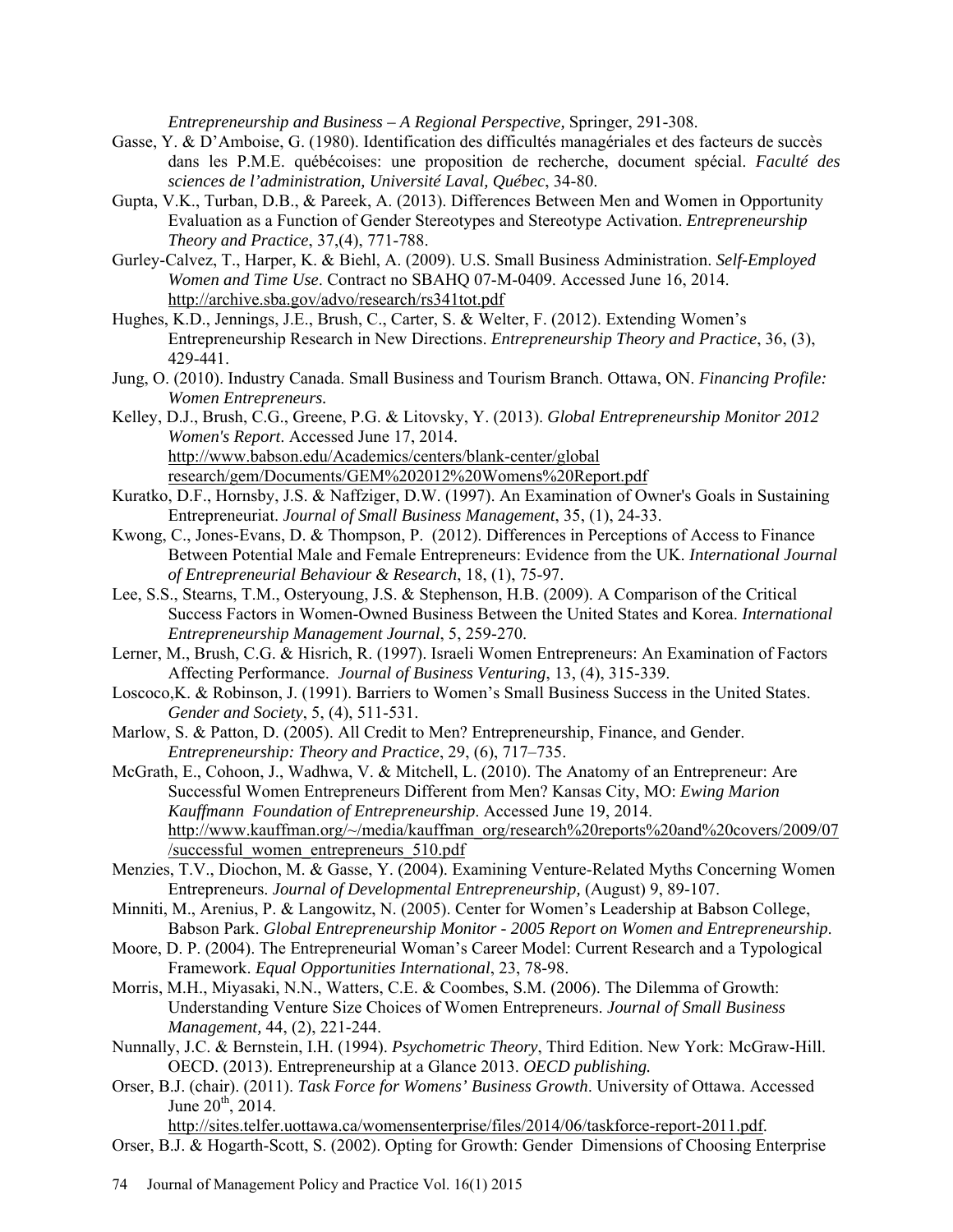*Entrepreneurship and Business – A Regional Perspective,* Springer, 291-308.

Gasse, Y. & D'Amboise, G. (1980). Identification des difficultés managériales et des facteurs de succès dans les P.M.E. québécoises: une proposition de recherche, document spécial. *Faculté des sciences de l'administration, Université Laval, Québec*, 34-80.

Gupta, V.K., Turban, D.B., & Pareek, A. (2013). Differences Between Men and Women in Opportunity Evaluation as a Function of Gender Stereotypes and Stereotype Activation. *Entrepreneurship Theory and Practice*, 37,(4), 771-788.

Gurley-Calvez, T., Harper, K. & Biehl, A. (2009). U.S. Small Business Administration. *Self-Employed Women and Time Use*. Contract no SBAHQ 07-M-0409. Accessed June 16, 2014. http://archive.sba.gov/advo/research/rs341tot.pdf

Hughes, K.D., Jennings, J.E., Brush, C., Carter, S. & Welter, F. (2012). Extending Women's Entrepreneurship Research in New Directions. *Entrepreneurship Theory and Practice*, 36, (3), 429-441.

Jung, O. (2010). Industry Canada. Small Business and Tourism Branch. Ottawa, ON. *Financing Profile: Women Entrepreneurs.*

Kelley, D.J., Brush, C.G., Greene, P.G. & Litovsky, Y. (2013). *Global Entrepreneurship Monitor 2012 Women's Report*. Accessed June 17, 2014. http://www.babson.edu/Academics/centers/blank-center/global research/gem/Documents/GEM%202012%20Womens%20Report.pdf

Kuratko, D.F., Hornsby, J.S. & Naffziger, D.W. (1997). An Examination of Owner's Goals in Sustaining Entrepreneuriat. *Journal of Small Business Management*, 35, (1), 24-33.

Kwong, C., Jones-Evans, D. & Thompson, P. (2012). Differences in Perceptions of Access to Finance Between Potential Male and Female Entrepreneurs: Evidence from the UK. *International Journal of Entrepreneurial Behaviour & Research*, 18, (1), 75-97.

Lee, S.S., Stearns, T.M., Osteryoung, J.S. & Stephenson, H.B. (2009). A Comparison of the Critical Success Factors in Women-Owned Business Between the United States and Korea. *International Entrepreneurship Management Journal*, 5, 259-270.

Lerner, M., Brush, C.G. & Hisrich, R. (1997). Israeli Women Entrepreneurs: An Examination of Factors Affecting Performance. *Journal of Business Venturing*, 13, (4), 315-339.

Loscoco,K. & Robinson, J. (1991). Barriers to Women's Small Business Success in the United States. *Gender and Society*, 5, (4), 511-531.

Marlow, S. & Patton, D. (2005). All Credit to Men? Entrepreneurship, Finance, and Gender. *Entrepreneurship: Theory and Practice*, 29, (6), 717–735.

McGrath, E., Cohoon, J., Wadhwa, V. & Mitchell, L. (2010). The Anatomy of an Entrepreneur: Are Successful Women Entrepreneurs Different from Men? Kansas City, MO: *Ewing Marion Kauffmann Foundation of Entrepreneurship*. Accessed June 19, 2014. http://www.kauffman.org/~/media/kauffman_org/research%20reports%20and%20covers/2009/07/successful_women_entrepreneurs_510.pdf

Menzies, T.V., Diochon, M. & Gasse, Y. (2004). Examining Venture-Related Myths Concerning Women Entrepreneurs. *Journal of Developmental Entrepreneurship,* (August) 9, 89-107.

Minniti, M., Arenius, P. & Langowitz, N. (2005). Center for Women's Leadership at Babson College, Babson Park. *Global Entrepreneurship Monitor - 2005 Report on Women and Entrepreneurship*.

Moore, D. P. (2004). The Entrepreneurial Woman's Career Model: Current Research and a Typological Framework. *Equal Opportunities International*, 23, 78-98.

Morris, M.H., Miyasaki, N.N., Watters, C.E. & Coombes, S.M. (2006). The Dilemma of Growth: Understanding Venture Size Choices of Women Entrepreneurs. *Journal of Small Business Management,* 44, (2), 221-244.

Nunnally, J.C. & Bernstein, I.H. (1994). *Psychometric Theory*, Third Edition. New York: McGraw-Hill.

OECD. (2013). Entrepreneurship at a Glance 2013. ***OECD publishing.***

Orser, B.J. (chair). (2011). *Task Force for Womens' Business Growth*. University of Ottawa. Accessed June 20th, 2014. http://sites.telfer.uottawa.ca/womensenterprise/files/2014/06/taskforce-report-2011.pdf.

Orser, B.J. & Hogarth-Scott, S. (2002). Opting for Growth: Gender Dimensions of Choosing Enterprise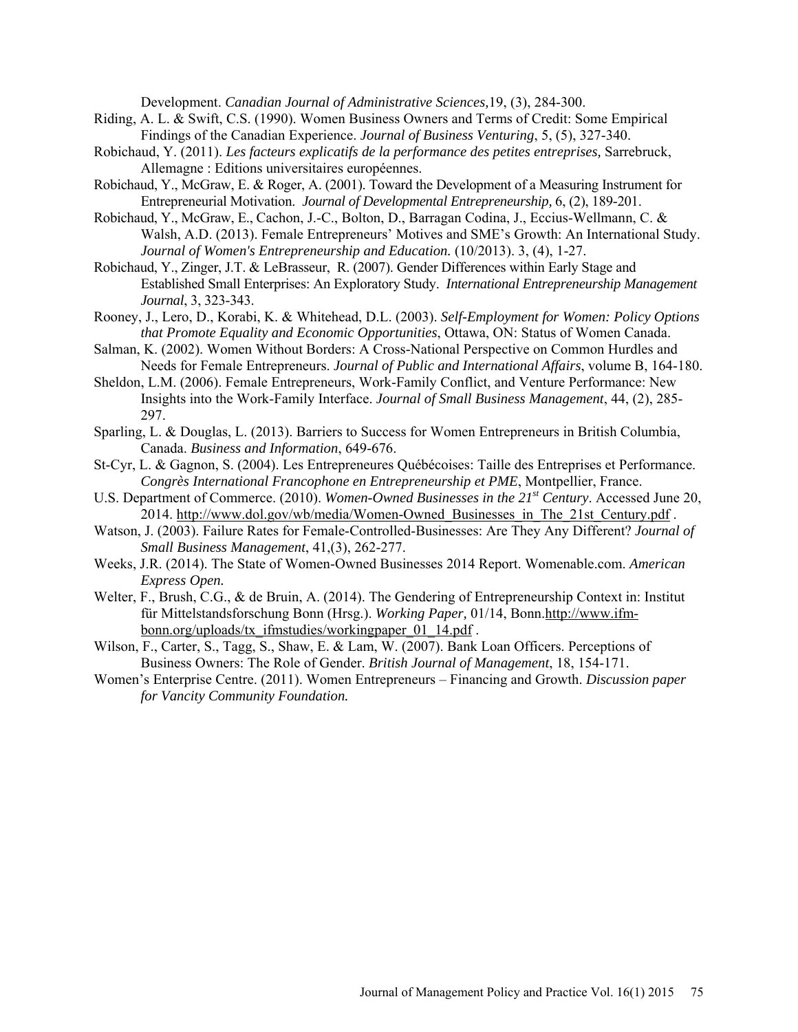Development. *Canadian Journal of Administrative Sciences,*19, (3), 284-300.

Riding, A. L. & Swift, C.S. (1990). Women Business Owners and Terms of Credit: Some Empirical Findings of the Canadian Experience. *Journal of Business Venturing*, 5, (5), 327-340.

Robichaud, Y. (2011). *Les facteurs explicatifs de la performance des petites entreprises,* Sarrebruck, Allemagne : Editions universitaires européennes.

Robichaud, Y., McGraw, E. & Roger, A. (2001). Toward the Development of a Measuring Instrument for Entrepreneurial Motivation. *Journal of Developmental Entrepreneurship,* 6, (2), 189-201.

Robichaud, Y., McGraw, E., Cachon, J.-C., Bolton, D., Barragan Codina, J., Eccius-Wellmann, C. & Walsh, A.D. (2013). Female Entrepreneurs' Motives and SME's Growth: An International Study. *Journal of Women's Entrepreneurship and Education.* (10/2013). 3, (4), 1-27.

Robichaud, Y., Zinger, J.T. & LeBrasseur, R. (2007). Gender Differences within Early Stage and Established Small Enterprises: An Exploratory Study. *International Entrepreneurship Management Journal*, 3, 323-343.

Rooney, J., Lero, D., Korabi, K. & Whitehead, D.L. (2003). *Self-Employment for Women: Policy Options that Promote Equality and Economic Opportunities*, Ottawa, ON: Status of Women Canada.

Salman, K. (2002). Women Without Borders: A Cross-National Perspective on Common Hurdles and Needs for Female Entrepreneurs. *Journal of Public and International Affairs*, volume B, 164-180.

Sheldon, L.M. (2006). Female Entrepreneurs, Work-Family Conflict, and Venture Performance: New Insights into the Work-Family Interface. *Journal of Small Business Management*, 44, (2), 285-297.

Sparling, L. & Douglas, L. (2013). Barriers to Success for Women Entrepreneurs in British Columbia, Canada. *Business and Information*, 649-676.

St-Cyr, L. & Gagnon, S. (2004). Les Entrepreneures Québécoises: Taille des Entreprises et Performance. *Congrès International Francophone en Entrepreneurship et PME*, Montpellier, France.

U.S. Department of Commerce. (2010). *Women-Owned Businesses in the 21st Century*. Accessed June 20, 2014. http://www.dol.gov/wb/media/Women-Owned_Businesses_in_The_21st_Century.pdf .

Watson, J. (2003). Failure Rates for Female-Controlled-Businesses: Are They Any Different? *Journal of Small Business Management*, 41,(3), 262-277.

Weeks, J.R. (2014). The State of Women-Owned Businesses 2014 Report. Womenable.com. *American Express Open.*

Welter, F., Brush, C.G., & de Bruin, A. (2014). The Gendering of Entrepreneurship Context in: Institut für Mittelstandsforschung Bonn (Hrsg.). *Working Paper,* 01/14, Bonn.http://www.ifm-bonn.org/uploads/tx_ifmstudies/workingpaper_01_14.pdf .

Wilson, F., Carter, S., Tagg, S., Shaw, E. & Lam, W. (2007). Bank Loan Officers. Perceptions of Business Owners: The Role of Gender. *British Journal of Management*, 18, 154-171.

Women's Enterprise Centre. (2011). Women Entrepreneurs – Financing and Growth. *Discussion paper for Vancity Community Foundation.*